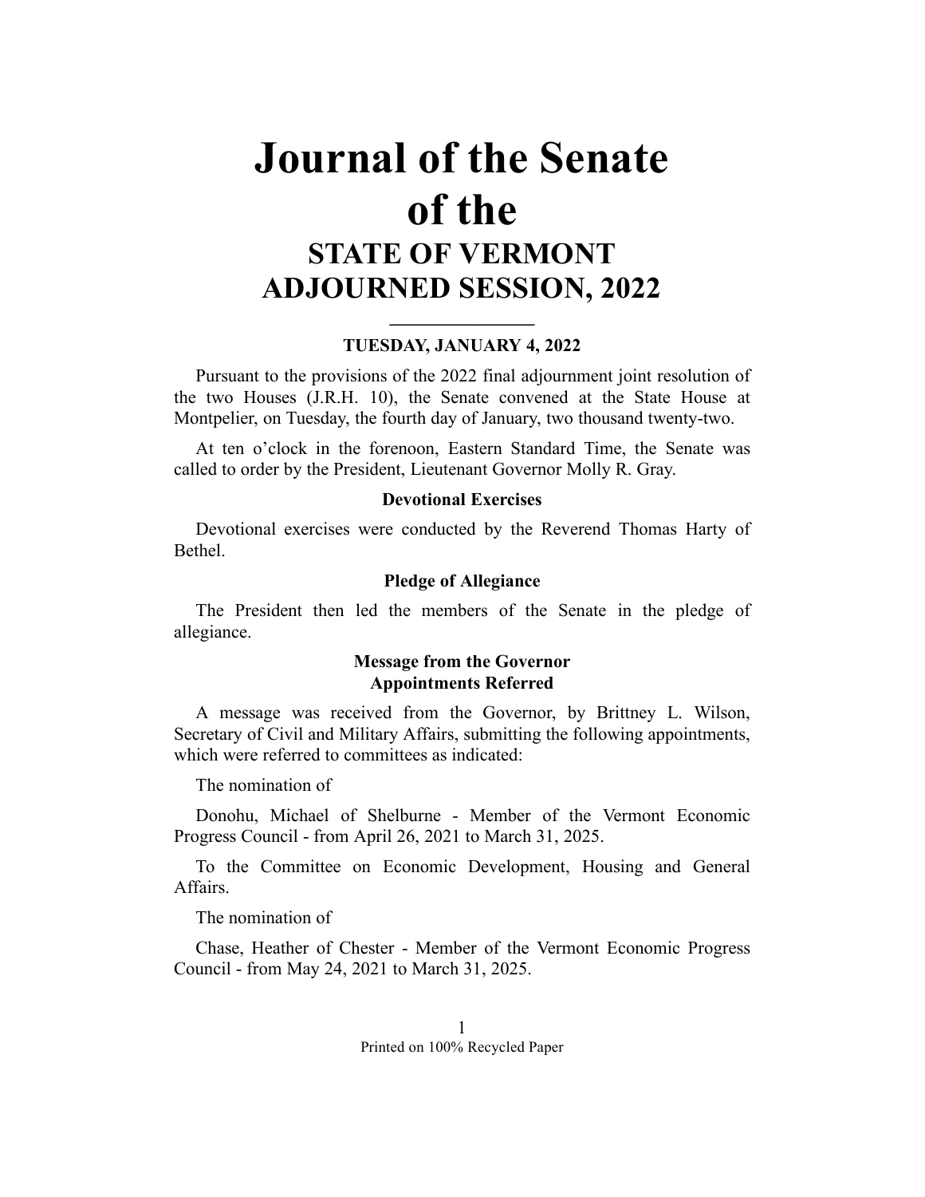# Journal of the Senate of the

## STATE OF VERMONT ADJOURNED SESSION, 2022

---

**TUESDAY, JANUARY 4, 2022**

Pursuant to the provisions of the 2022 final adjournment joint resolution of the two Houses (J.R.H. 10), the Senate convened at the State House at Montpelier, on Tuesday, the fourth day of January, two thousand twenty-two.

At ten o'clock in the forenoon, Eastern Standard Time, the Senate was called to order by the President, Lieutenant Governor Molly R. Gray.

**Devotional Exercises**

Devotional exercises were conducted by the Reverend Thomas Harty of Bethel.

**Pledge of Allegiance**

The President then led the members of the Senate in the pledge of allegiance.

**Message from the Governor**
**Appointments Referred**

A message was received from the Governor, by Brittney L. Wilson, Secretary of Civil and Military Affairs, submitting the following appointments, which were referred to committees as indicated:

The nomination of

Donohu, Michael of Shelburne - Member of the Vermont Economic Progress Council - from April 26, 2021 to March 31, 2025.

To the Committee on Economic Development, Housing and General Affairs.

The nomination of

Chase, Heather of Chester - Member of the Vermont Economic Progress Council - from May 24, 2021 to March 31, 2025.

Printed on 100% Recycled Paper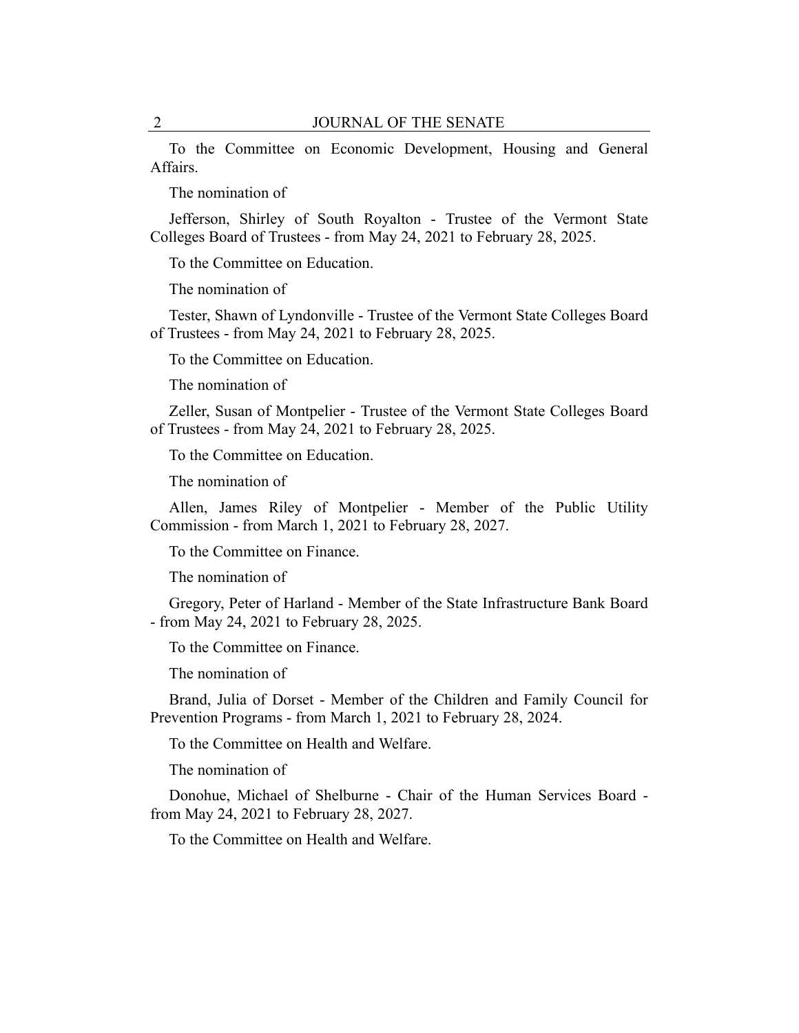To the Committee on Economic Development, Housing and General Affairs.

The nomination of

Jefferson, Shirley of South Royalton - Trustee of the Vermont State Colleges Board of Trustees - from May 24, 2021 to February 28, 2025.

To the Committee on Education.

The nomination of

Tester, Shawn of Lyndonville - Trustee of the Vermont State Colleges Board of Trustees - from May 24, 2021 to February 28, 2025.

To the Committee on Education.

The nomination of

Zeller, Susan of Montpelier - Trustee of the Vermont State Colleges Board of Trustees - from May 24, 2021 to February 28, 2025.

To the Committee on Education.

The nomination of

Allen, James Riley of Montpelier - Member of the Public Utility Commission - from March 1, 2021 to February 28, 2027.

To the Committee on Finance.

The nomination of

Gregory, Peter of Harland - Member of the State Infrastructure Bank Board - from May 24, 2021 to February 28, 2025.

To the Committee on Finance.

The nomination of

Brand, Julia of Dorset - Member of the Children and Family Council for Prevention Programs - from March 1, 2021 to February 28, 2024.

To the Committee on Health and Welfare.

The nomination of

Donohue, Michael of Shelburne - Chair of the Human Services Board - from May 24, 2021 to February 28, 2027.

To the Committee on Health and Welfare.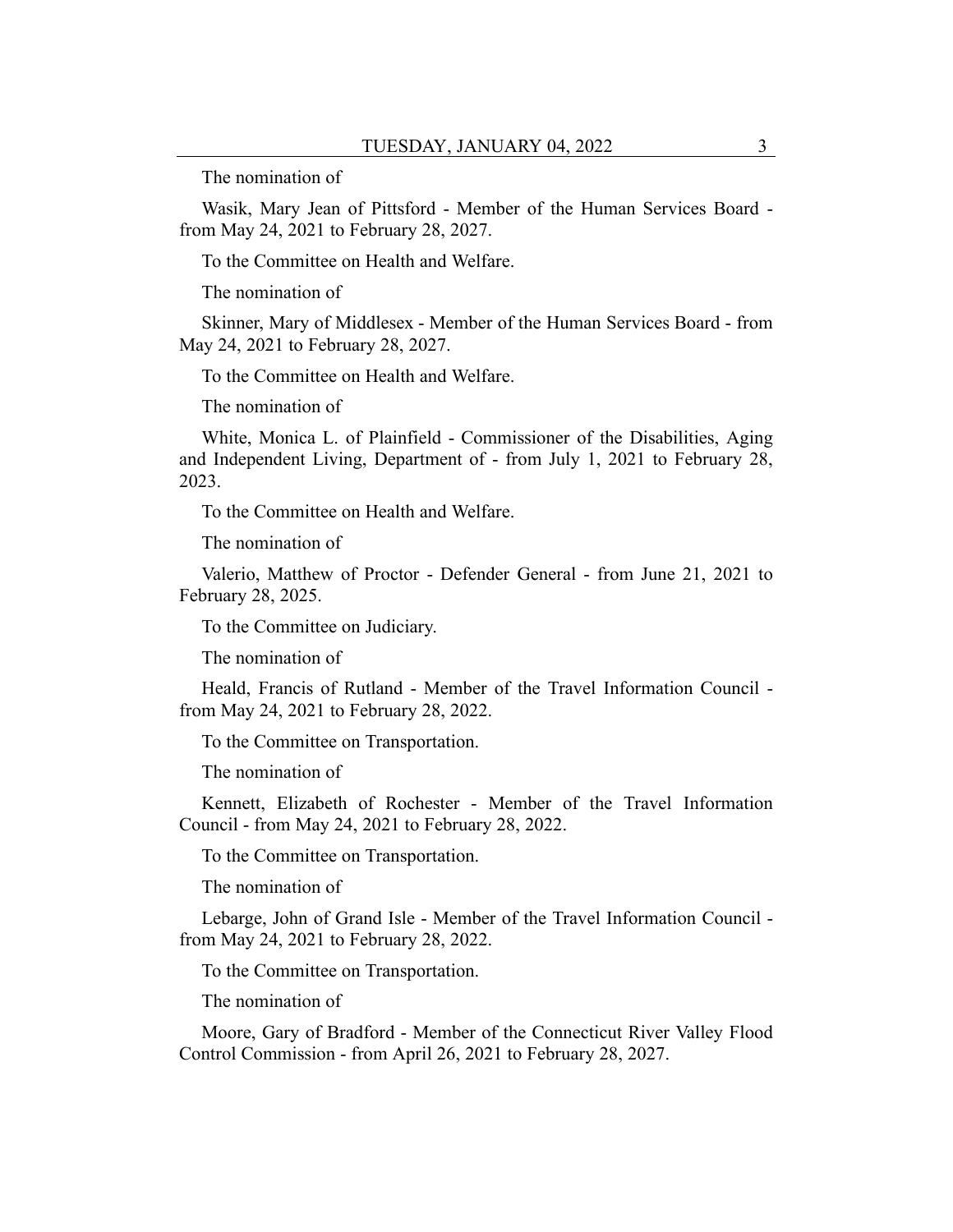The nomination of

Wasik, Mary Jean of Pittsford - Member of the Human Services Board - from May 24, 2021 to February 28, 2027.

To the Committee on Health and Welfare.

The nomination of

Skinner, Mary of Middlesex - Member of the Human Services Board - from May 24, 2021 to February 28, 2027.

To the Committee on Health and Welfare.

The nomination of

White, Monica L. of Plainfield - Commissioner of the Disabilities, Aging and Independent Living, Department of - from July 1, 2021 to February 28, 2023.

To the Committee on Health and Welfare.

The nomination of

Valerio, Matthew of Proctor - Defender General - from June 21, 2021 to February 28, 2025.

To the Committee on Judiciary.

The nomination of

Heald, Francis of Rutland - Member of the Travel Information Council - from May 24, 2021 to February 28, 2022.

To the Committee on Transportation.

The nomination of

Kennett, Elizabeth of Rochester - Member of the Travel Information Council - from May 24, 2021 to February 28, 2022.

To the Committee on Transportation.

The nomination of

Lebarge, John of Grand Isle - Member of the Travel Information Council - from May 24, 2021 to February 28, 2022.

To the Committee on Transportation.

The nomination of

Moore, Gary of Bradford - Member of the Connecticut River Valley Flood Control Commission - from April 26, 2021 to February 28, 2027.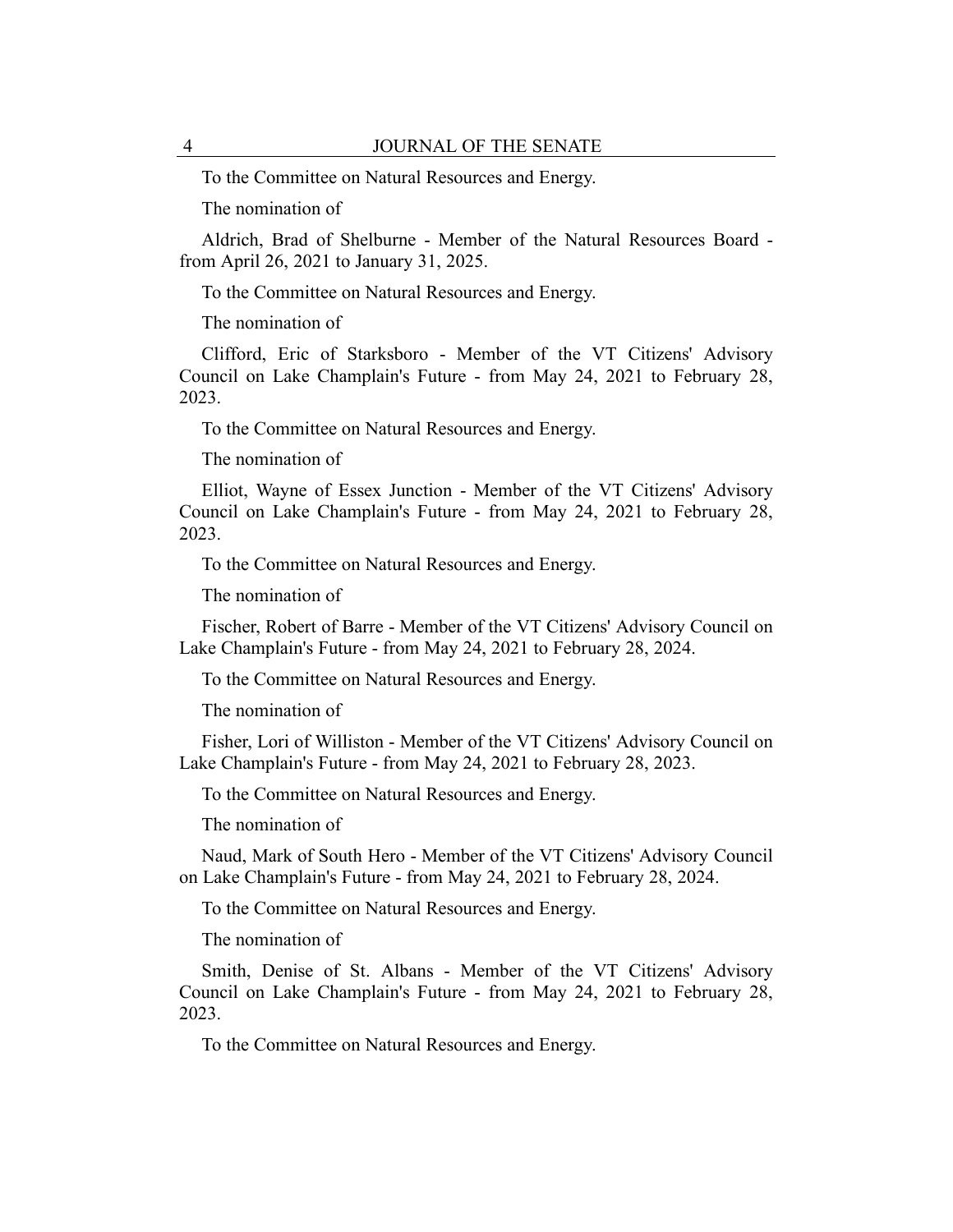To the Committee on Natural Resources and Energy.

The nomination of

Aldrich, Brad of Shelburne - Member of the Natural Resources Board - from April 26, 2021 to January 31, 2025.

To the Committee on Natural Resources and Energy.

The nomination of

Clifford, Eric of Starksboro - Member of the VT Citizens' Advisory Council on Lake Champlain's Future - from May 24, 2021 to February 28, 2023.

To the Committee on Natural Resources and Energy.

The nomination of

Elliot, Wayne of Essex Junction - Member of the VT Citizens' Advisory Council on Lake Champlain's Future - from May 24, 2021 to February 28, 2023.

To the Committee on Natural Resources and Energy.

The nomination of

Fischer, Robert of Barre - Member of the VT Citizens' Advisory Council on Lake Champlain's Future - from May 24, 2021 to February 28, 2024.

To the Committee on Natural Resources and Energy.

The nomination of

Fisher, Lori of Williston - Member of the VT Citizens' Advisory Council on Lake Champlain's Future - from May 24, 2021 to February 28, 2023.

To the Committee on Natural Resources and Energy.

The nomination of

Naud, Mark of South Hero - Member of the VT Citizens' Advisory Council on Lake Champlain's Future - from May 24, 2021 to February 28, 2024.

To the Committee on Natural Resources and Energy.

The nomination of

Smith, Denise of St. Albans - Member of the VT Citizens' Advisory Council on Lake Champlain's Future - from May 24, 2021 to February 28, 2023.

To the Committee on Natural Resources and Energy.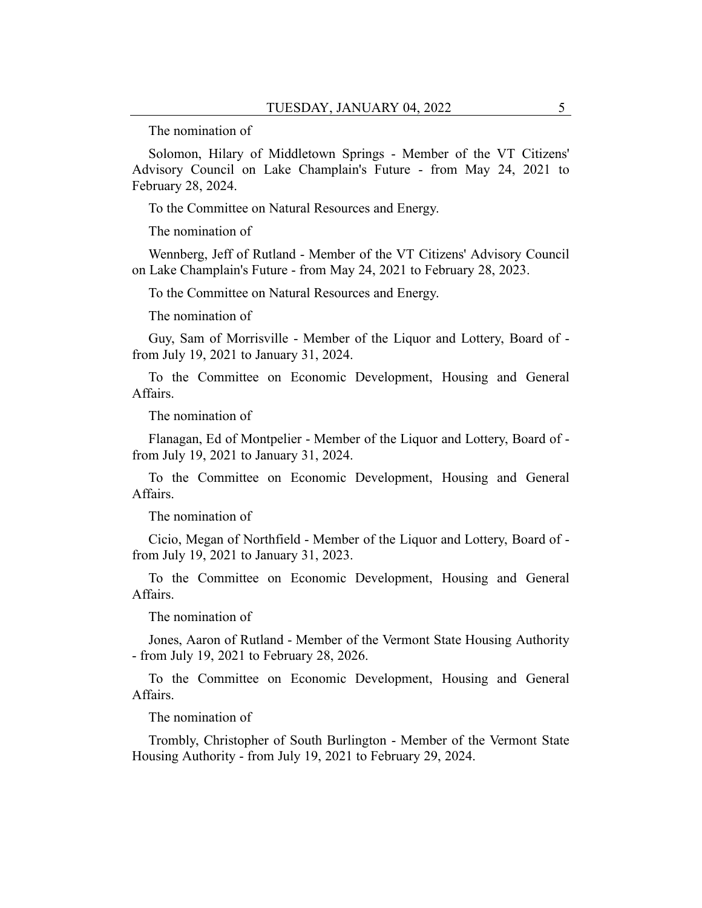The nomination of

Solomon, Hilary of Middletown Springs - Member of the VT Citizens' Advisory Council on Lake Champlain's Future - from May 24, 2021 to February 28, 2024.

To the Committee on Natural Resources and Energy.

The nomination of

Wennberg, Jeff of Rutland - Member of the VT Citizens' Advisory Council on Lake Champlain's Future - from May 24, 2021 to February 28, 2023.

To the Committee on Natural Resources and Energy.

The nomination of

Guy, Sam of Morrisville - Member of the Liquor and Lottery, Board of - from July 19, 2021 to January 31, 2024.

To the Committee on Economic Development, Housing and General Affairs.

The nomination of

Flanagan, Ed of Montpelier - Member of the Liquor and Lottery, Board of - from July 19, 2021 to January 31, 2024.

To the Committee on Economic Development, Housing and General Affairs.

The nomination of

Cicio, Megan of Northfield - Member of the Liquor and Lottery, Board of - from July 19, 2021 to January 31, 2023.

To the Committee on Economic Development, Housing and General Affairs.

The nomination of

Jones, Aaron of Rutland - Member of the Vermont State Housing Authority - from July 19, 2021 to February 28, 2026.

To the Committee on Economic Development, Housing and General Affairs.

The nomination of

Trombly, Christopher of South Burlington - Member of the Vermont State Housing Authority - from July 19, 2021 to February 29, 2024.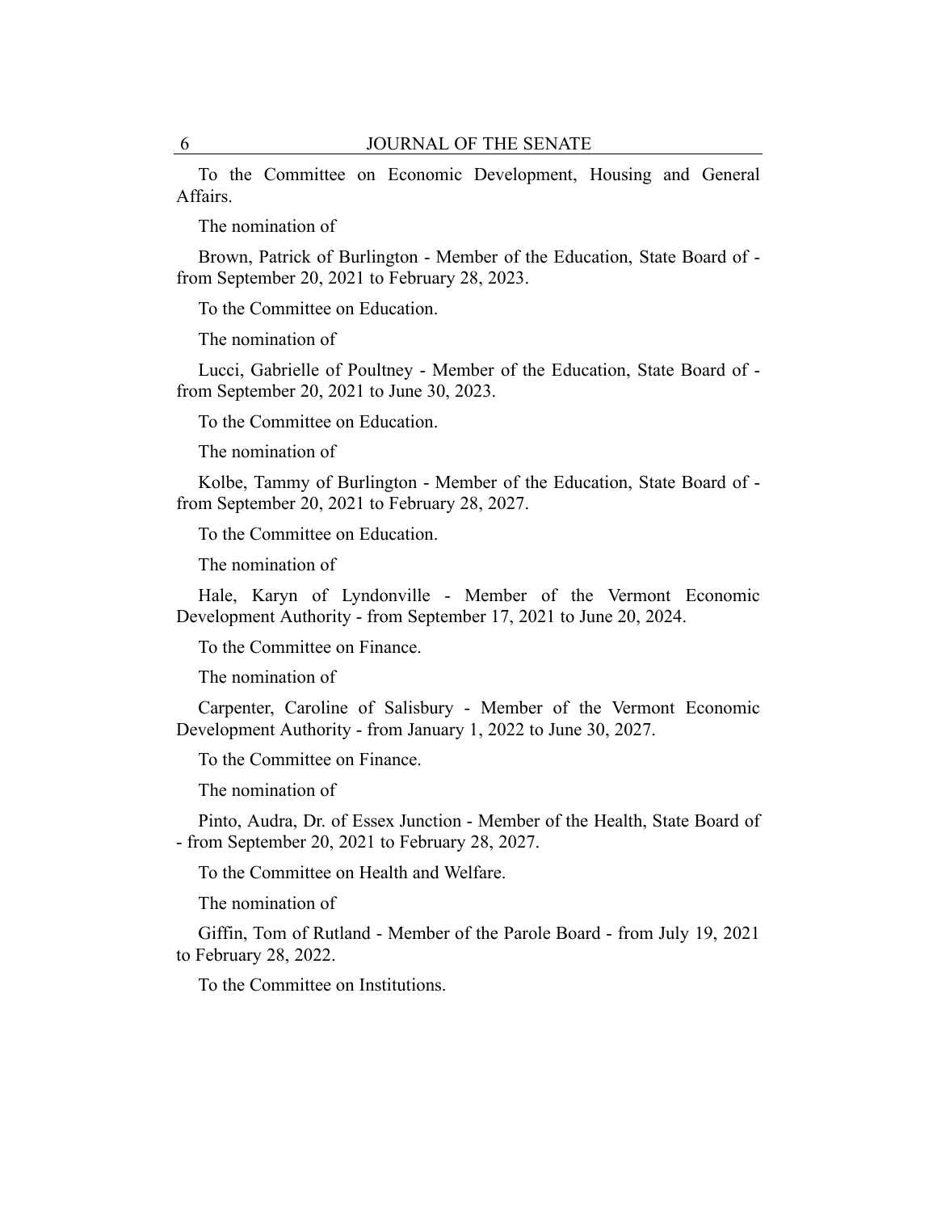To the Committee on Economic Development, Housing and General Affairs.

The nomination of

Brown, Patrick of Burlington - Member of the Education, State Board of - from September 20, 2021 to February 28, 2023.

To the Committee on Education.

The nomination of

Lucci, Gabrielle of Poultney - Member of the Education, State Board of - from September 20, 2021 to June 30, 2023.

To the Committee on Education.

The nomination of

Kolbe, Tammy of Burlington - Member of the Education, State Board of - from September 20, 2021 to February 28, 2027.

To the Committee on Education.

The nomination of

Hale, Karyn of Lyndonville - Member of the Vermont Economic Development Authority - from September 17, 2021 to June 20, 2024.

To the Committee on Finance.

The nomination of

Carpenter, Caroline of Salisbury - Member of the Vermont Economic Development Authority - from January 1, 2022 to June 30, 2027.

To the Committee on Finance.

The nomination of

Pinto, Audra, Dr. of Essex Junction - Member of the Health, State Board of - from September 20, 2021 to February 28, 2027.

To the Committee on Health and Welfare.

The nomination of

Giffin, Tom of Rutland - Member of the Parole Board - from July 19, 2021 to February 28, 2022.

To the Committee on Institutions.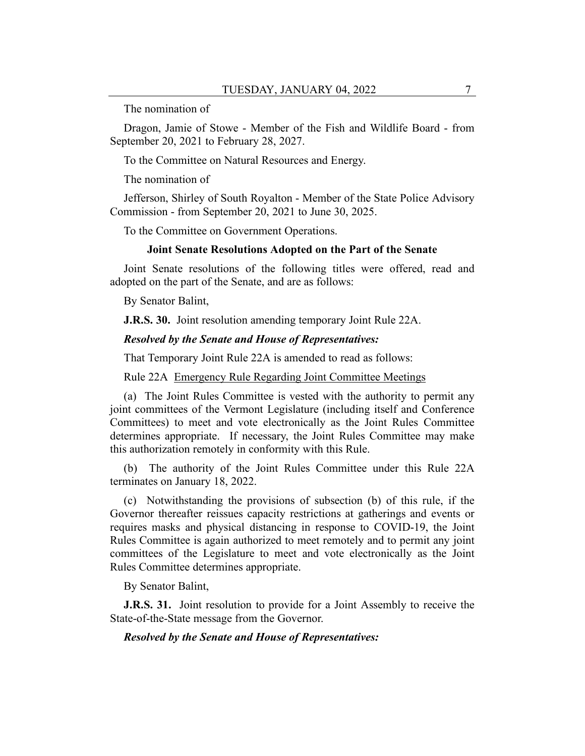The nomination of

Dragon, Jamie of Stowe - Member of the Fish and Wildlife Board - from September 20, 2021 to February 28, 2027.

To the Committee on Natural Resources and Energy.

The nomination of

Jefferson, Shirley of South Royalton - Member of the State Police Advisory Commission - from September 20, 2021 to June 30, 2025.

To the Committee on Government Operations.

### Joint Senate Resolutions Adopted on the Part of the Senate

Joint Senate resolutions of the following titles were offered, read and adopted on the part of the Senate, and are as follows:

By Senator Balint,

**J.R.S. 30.** Joint resolution amending temporary Joint Rule 22A.

***Resolved by the Senate and House of Representatives:***

That Temporary Joint Rule 22A is amended to read as follows:

Rule 22A <u>Emergency Rule Regarding Joint Committee Meetings</u>

(a) The Joint Rules Committee is vested with the authority to permit any joint committees of the Vermont Legislature (including itself and Conference Committees) to meet and vote electronically as the Joint Rules Committee determines appropriate. If necessary, the Joint Rules Committee may make this authorization remotely in conformity with this Rule.

(b) The authority of the Joint Rules Committee under this Rule 22A terminates on January 18, 2022.

(c) Notwithstanding the provisions of subsection (b) of this rule, if the Governor thereafter reissues capacity restrictions at gatherings and events or requires masks and physical distancing in response to COVID-19, the Joint Rules Committee is again authorized to meet remotely and to permit any joint committees of the Legislature to meet and vote electronically as the Joint Rules Committee determines appropriate.

By Senator Balint,

**J.R.S. 31.** Joint resolution to provide for a Joint Assembly to receive the State-of-the-State message from the Governor.

***Resolved by the Senate and House of Representatives:***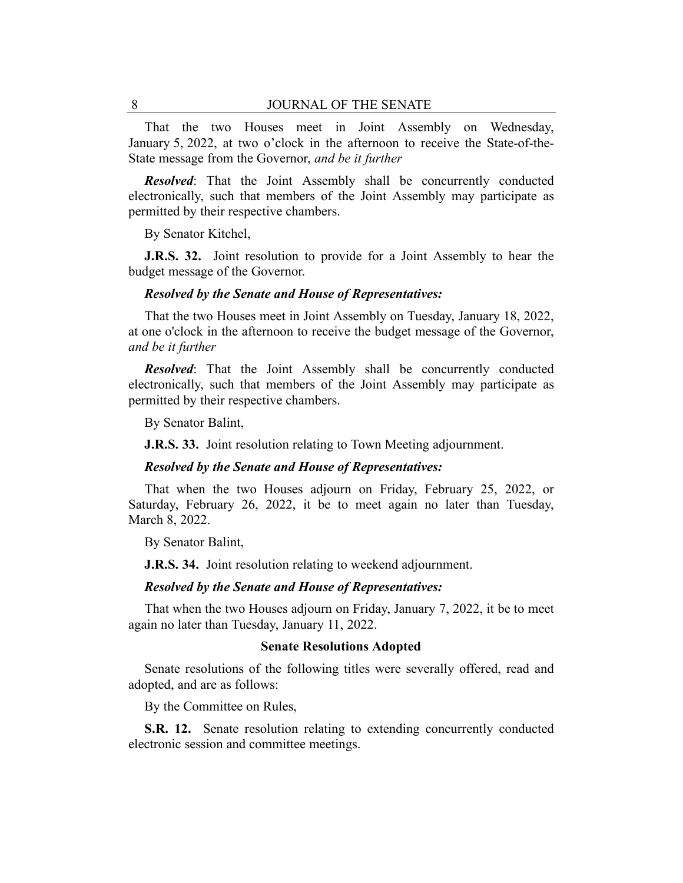That the two Houses meet in Joint Assembly on Wednesday, January 5, 2022, at two o'clock in the afternoon to receive the State-of-the-State message from the Governor, *and be it further*

***Resolved***: That the Joint Assembly shall be concurrently conducted electronically, such that members of the Joint Assembly may participate as permitted by their respective chambers.

By Senator Kitchel,

**J.R.S. 32.** Joint resolution to provide for a Joint Assembly to hear the budget message of the Governor.

***Resolved by the Senate and House of Representatives:***

That the two Houses meet in Joint Assembly on Tuesday, January 18, 2022, at one o'clock in the afternoon to receive the budget message of the Governor, *and be it further*

***Resolved***: That the Joint Assembly shall be concurrently conducted electronically, such that members of the Joint Assembly may participate as permitted by their respective chambers.

By Senator Balint,

**J.R.S. 33.** Joint resolution relating to Town Meeting adjournment.

***Resolved by the Senate and House of Representatives:***

That when the two Houses adjourn on Friday, February 25, 2022, or Saturday, February 26, 2022, it be to meet again no later than Tuesday, March 8, 2022.

By Senator Balint,

**J.R.S. 34.** Joint resolution relating to weekend adjournment.

***Resolved by the Senate and House of Representatives:***

That when the two Houses adjourn on Friday, January 7, 2022, it be to meet again no later than Tuesday, January 11, 2022.

### Senate Resolutions Adopted

Senate resolutions of the following titles were severally offered, read and adopted, and are as follows:

By the Committee on Rules,

**S.R. 12.** Senate resolution relating to extending concurrently conducted electronic session and committee meetings.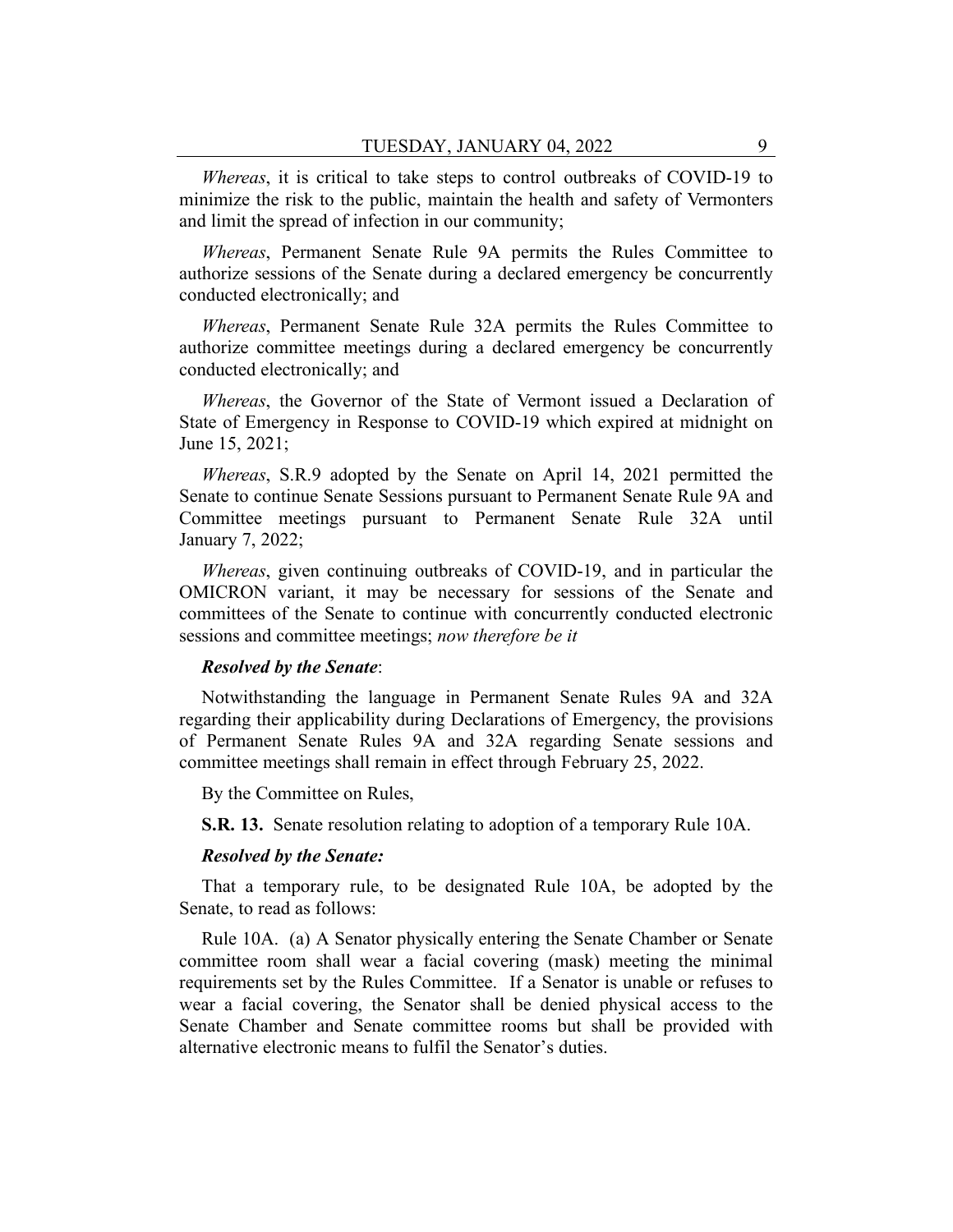*Whereas*, it is critical to take steps to control outbreaks of COVID-19 to minimize the risk to the public, maintain the health and safety of Vermonters and limit the spread of infection in our community;

*Whereas*, Permanent Senate Rule 9A permits the Rules Committee to authorize sessions of the Senate during a declared emergency be concurrently conducted electronically; and

*Whereas*, Permanent Senate Rule 32A permits the Rules Committee to authorize committee meetings during a declared emergency be concurrently conducted electronically; and

*Whereas*, the Governor of the State of Vermont issued a Declaration of State of Emergency in Response to COVID-19 which expired at midnight on June 15, 2021;

*Whereas*, S.R.9 adopted by the Senate on April 14, 2021 permitted the Senate to continue Senate Sessions pursuant to Permanent Senate Rule 9A and Committee meetings pursuant to Permanent Senate Rule 32A until January 7, 2022;

*Whereas*, given continuing outbreaks of COVID-19, and in particular the OMICRON variant, it may be necessary for sessions of the Senate and committees of the Senate to continue with concurrently conducted electronic sessions and committee meetings; *now therefore be it*

***Resolved by the Senate***:

Notwithstanding the language in Permanent Senate Rules 9A and 32A regarding their applicability during Declarations of Emergency, the provisions of Permanent Senate Rules 9A and 32A regarding Senate sessions and committee meetings shall remain in effect through February 25, 2022.

By the Committee on Rules,

**S.R. 13.** Senate resolution relating to adoption of a temporary Rule 10A.

***Resolved by the Senate:***

That a temporary rule, to be designated Rule 10A, be adopted by the Senate, to read as follows:

Rule 10A. (a) A Senator physically entering the Senate Chamber or Senate committee room shall wear a facial covering (mask) meeting the minimal requirements set by the Rules Committee. If a Senator is unable or refuses to wear a facial covering, the Senator shall be denied physical access to the Senate Chamber and Senate committee rooms but shall be provided with alternative electronic means to fulfil the Senator's duties.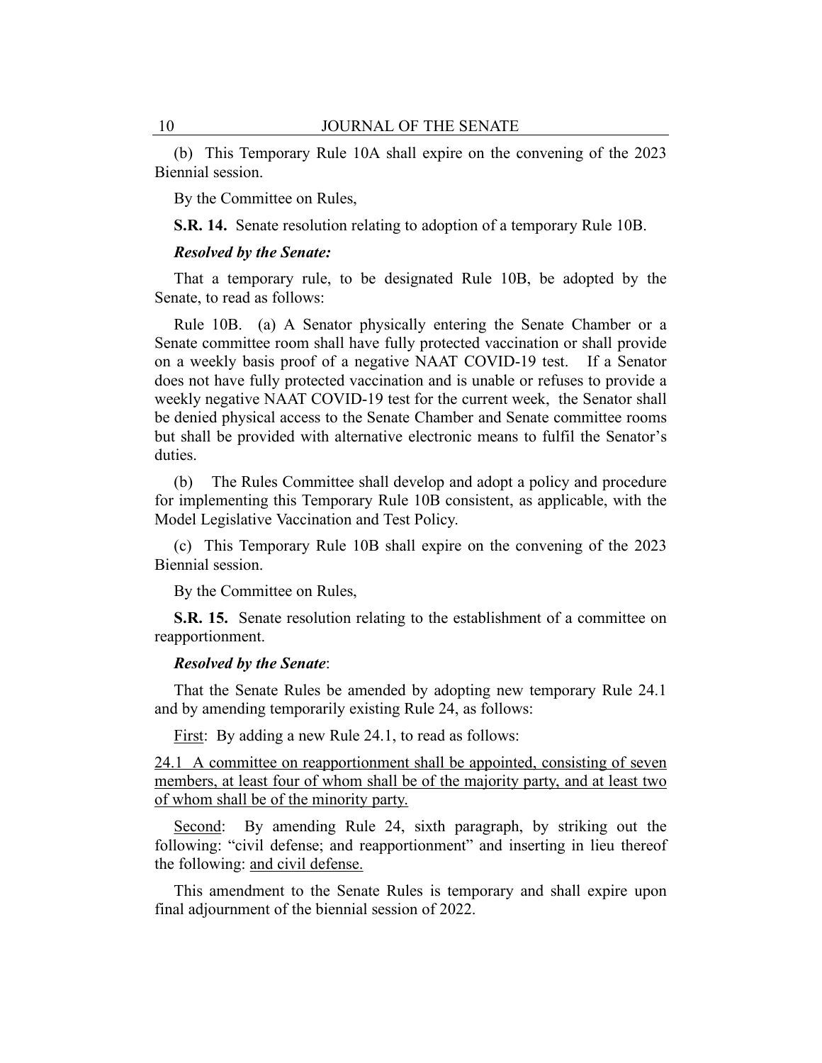(b) This Temporary Rule 10A shall expire on the convening of the 2023 Biennial session.

By the Committee on Rules,

**S.R. 14.** Senate resolution relating to adoption of a temporary Rule 10B.

***Resolved by the Senate:***

That a temporary rule, to be designated Rule 10B, be adopted by the Senate, to read as follows:

Rule 10B. (a) A Senator physically entering the Senate Chamber or a Senate committee room shall have fully protected vaccination or shall provide on a weekly basis proof of a negative NAAT COVID-19 test. If a Senator does not have fully protected vaccination and is unable or refuses to provide a weekly negative NAAT COVID-19 test for the current week, the Senator shall be denied physical access to the Senate Chamber and Senate committee rooms but shall be provided with alternative electronic means to fulfil the Senator's duties.

(b) The Rules Committee shall develop and adopt a policy and procedure for implementing this Temporary Rule 10B consistent, as applicable, with the Model Legislative Vaccination and Test Policy.

(c) This Temporary Rule 10B shall expire on the convening of the 2023 Biennial session.

By the Committee on Rules,

**S.R. 15.** Senate resolution relating to the establishment of a committee on reapportionment.

***Resolved by the Senate*:**

That the Senate Rules be amended by adopting new temporary Rule 24.1 and by amending temporarily existing Rule 24, as follows:

<u>First</u>: By adding a new Rule 24.1, to read as follows:

<u>24.1 A committee on reapportionment shall be appointed, consisting of seven members, at least four of whom shall be of the majority party, and at least two of whom shall be of the minority party.</u>

<u>Second</u>: By amending Rule 24, sixth paragraph, by striking out the following: "civil defense; and reapportionment" and inserting in lieu thereof the following: <u>and civil defense.</u>

This amendment to the Senate Rules is temporary and shall expire upon final adjournment of the biennial session of 2022.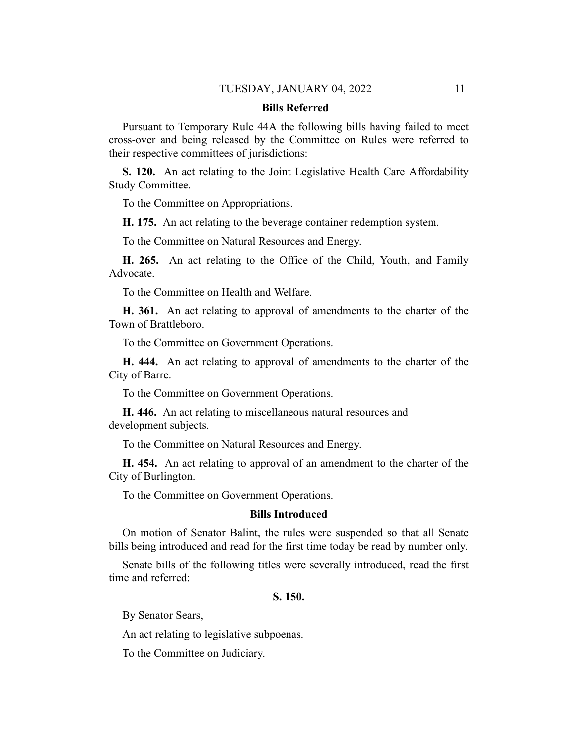### Bills Referred

Pursuant to Temporary Rule 44A the following bills having failed to meet cross-over and being released by the Committee on Rules were referred to their respective committees of jurisdictions:

**S. 120.** An act relating to the Joint Legislative Health Care Affordability Study Committee.

To the Committee on Appropriations.

**H. 175.** An act relating to the beverage container redemption system.

To the Committee on Natural Resources and Energy.

**H. 265.** An act relating to the Office of the Child, Youth, and Family Advocate.

To the Committee on Health and Welfare.

**H. 361.** An act relating to approval of amendments to the charter of the Town of Brattleboro.

To the Committee on Government Operations.

**H. 444.** An act relating to approval of amendments to the charter of the City of Barre.

To the Committee on Government Operations.

**H. 446.** An act relating to miscellaneous natural resources and development subjects.

To the Committee on Natural Resources and Energy.

**H. 454.** An act relating to approval of an amendment to the charter of the City of Burlington.

To the Committee on Government Operations.

### Bills Introduced

On motion of Senator Balint, the rules were suspended so that all Senate bills being introduced and read for the first time today be read by number only.

Senate bills of the following titles were severally introduced, read the first time and referred:

**S. 150.**

By Senator Sears,

An act relating to legislative subpoenas.

To the Committee on Judiciary.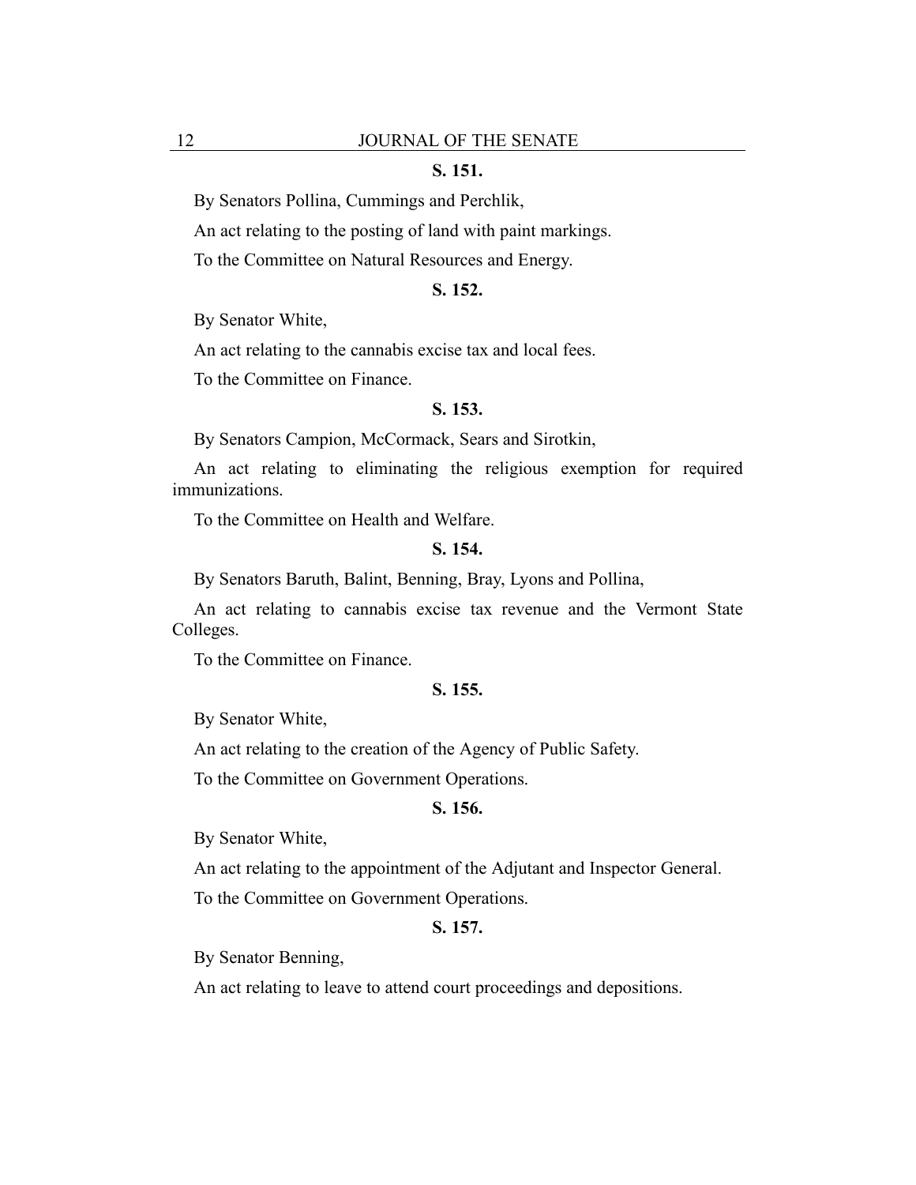**S. 151.**

By Senators Pollina, Cummings and Perchlik,

An act relating to the posting of land with paint markings.

To the Committee on Natural Resources and Energy.

**S. 152.**

By Senator White,

An act relating to the cannabis excise tax and local fees.

To the Committee on Finance.

**S. 153.**

By Senators Campion, McCormack, Sears and Sirotkin,

An act relating to eliminating the religious exemption for required immunizations.

To the Committee on Health and Welfare.

**S. 154.**

By Senators Baruth, Balint, Benning, Bray, Lyons and Pollina,

An act relating to cannabis excise tax revenue and the Vermont State Colleges.

To the Committee on Finance.

**S. 155.**

By Senator White,

An act relating to the creation of the Agency of Public Safety.

To the Committee on Government Operations.

**S. 156.**

By Senator White,

An act relating to the appointment of the Adjutant and Inspector General.

To the Committee on Government Operations.

**S. 157.**

By Senator Benning,

An act relating to leave to attend court proceedings and depositions.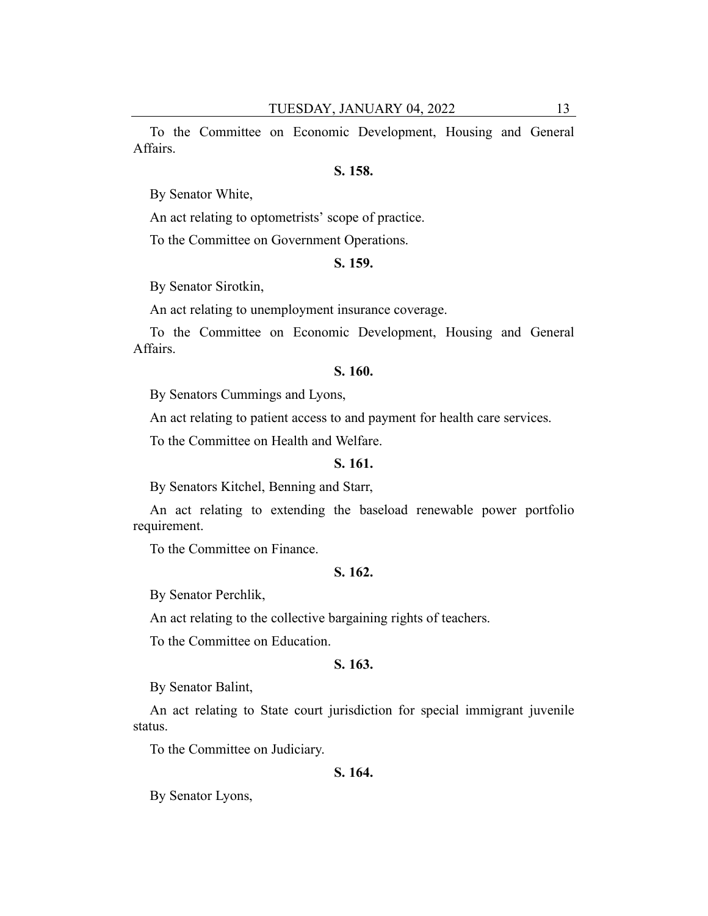To the Committee on Economic Development, Housing and General Affairs.

**S. 158.**

By Senator White,

An act relating to optometrists' scope of practice.

To the Committee on Government Operations.

**S. 159.**

By Senator Sirotkin,

An act relating to unemployment insurance coverage.

To the Committee on Economic Development, Housing and General Affairs.

**S. 160.**

By Senators Cummings and Lyons,

An act relating to patient access to and payment for health care services.

To the Committee on Health and Welfare.

**S. 161.**

By Senators Kitchel, Benning and Starr,

An act relating to extending the baseload renewable power portfolio requirement.

To the Committee on Finance.

**S. 162.**

By Senator Perchlik,

An act relating to the collective bargaining rights of teachers.

To the Committee on Education.

**S. 163.**

By Senator Balint,

An act relating to State court jurisdiction for special immigrant juvenile status.

To the Committee on Judiciary.

**S. 164.**

By Senator Lyons,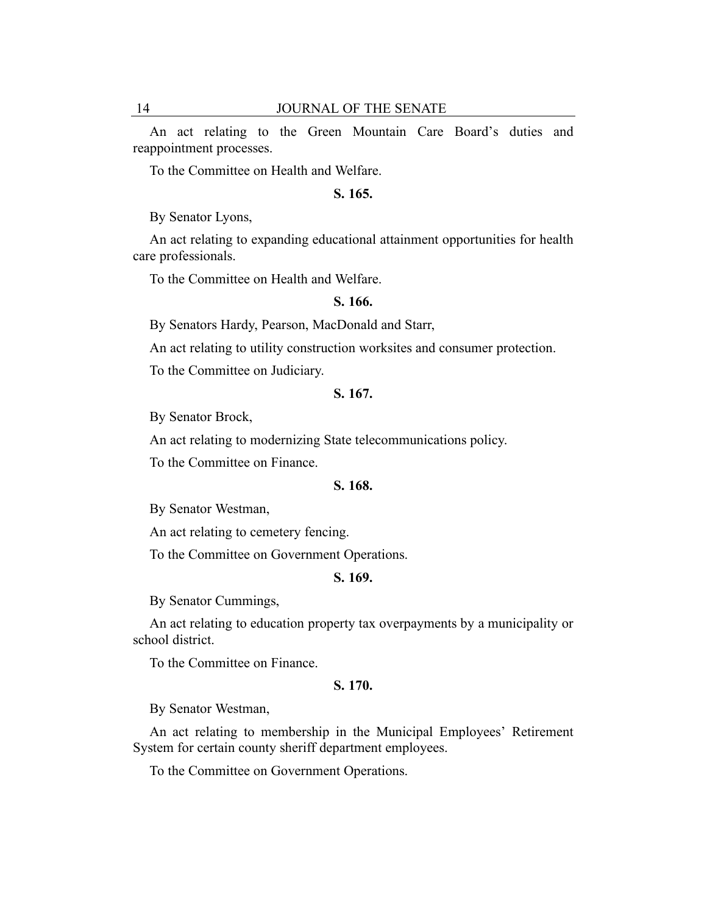An act relating to the Green Mountain Care Board's duties and reappointment processes.

To the Committee on Health and Welfare.

**S. 165.**

By Senator Lyons,

An act relating to expanding educational attainment opportunities for health care professionals.

To the Committee on Health and Welfare.

**S. 166.**

By Senators Hardy, Pearson, MacDonald and Starr,

An act relating to utility construction worksites and consumer protection.

To the Committee on Judiciary.

**S. 167.**

By Senator Brock,

An act relating to modernizing State telecommunications policy.

To the Committee on Finance.

**S. 168.**

By Senator Westman,

An act relating to cemetery fencing.

To the Committee on Government Operations.

**S. 169.**

By Senator Cummings,

An act relating to education property tax overpayments by a municipality or school district.

To the Committee on Finance.

**S. 170.**

By Senator Westman,

An act relating to membership in the Municipal Employees' Retirement System for certain county sheriff department employees.

To the Committee on Government Operations.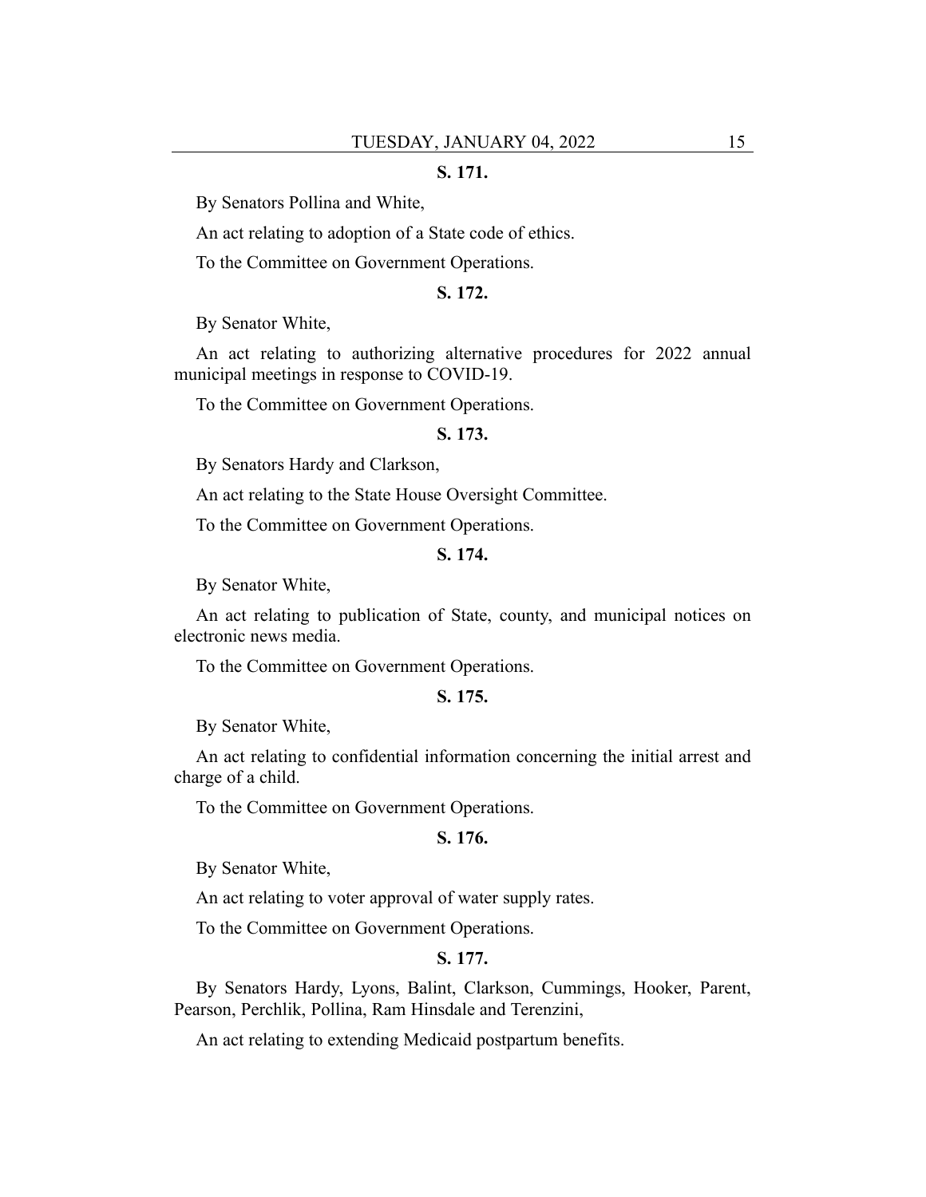**S. 171.**

By Senators Pollina and White,

An act relating to adoption of a State code of ethics.

To the Committee on Government Operations.

**S. 172.**

By Senator White,

An act relating to authorizing alternative procedures for 2022 annual municipal meetings in response to COVID-19.

To the Committee on Government Operations.

**S. 173.**

By Senators Hardy and Clarkson,

An act relating to the State House Oversight Committee.

To the Committee on Government Operations.

**S. 174.**

By Senator White,

An act relating to publication of State, county, and municipal notices on electronic news media.

To the Committee on Government Operations.

**S. 175.**

By Senator White,

An act relating to confidential information concerning the initial arrest and charge of a child.

To the Committee on Government Operations.

**S. 176.**

By Senator White,

An act relating to voter approval of water supply rates.

To the Committee on Government Operations.

**S. 177.**

By Senators Hardy, Lyons, Balint, Clarkson, Cummings, Hooker, Parent, Pearson, Perchlik, Pollina, Ram Hinsdale and Terenzini,

An act relating to extending Medicaid postpartum benefits.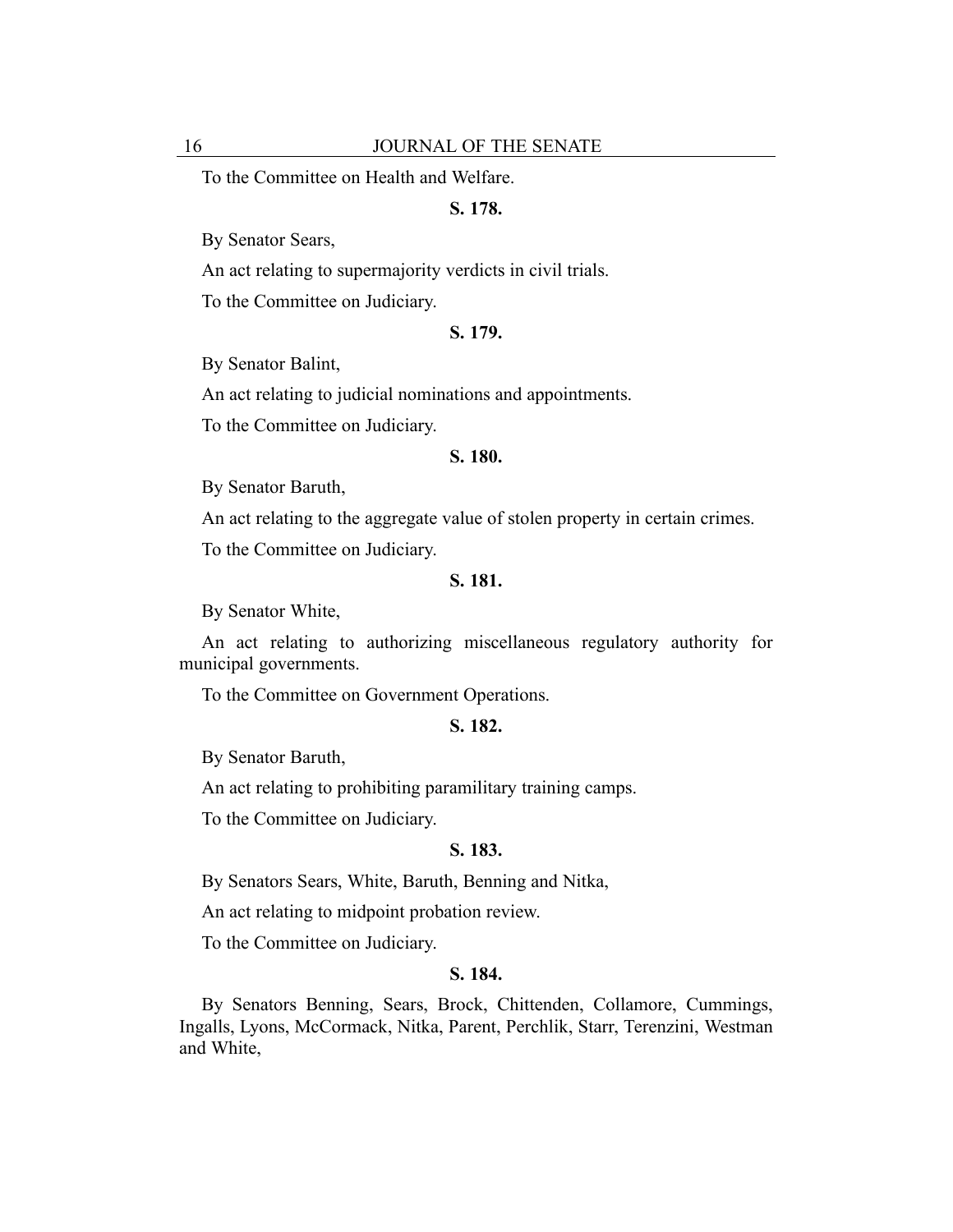To the Committee on Health and Welfare.

**S. 178.**

By Senator Sears,

An act relating to supermajority verdicts in civil trials.

To the Committee on Judiciary.

**S. 179.**

By Senator Balint,

An act relating to judicial nominations and appointments.

To the Committee on Judiciary.

**S. 180.**

By Senator Baruth,

An act relating to the aggregate value of stolen property in certain crimes.

To the Committee on Judiciary.

**S. 181.**

By Senator White,

An act relating to authorizing miscellaneous regulatory authority for municipal governments.

To the Committee on Government Operations.

**S. 182.**

By Senator Baruth,

An act relating to prohibiting paramilitary training camps.

To the Committee on Judiciary.

**S. 183.**

By Senators Sears, White, Baruth, Benning and Nitka,

An act relating to midpoint probation review.

To the Committee on Judiciary.

**S. 184.**

By Senators Benning, Sears, Brock, Chittenden, Collamore, Cummings, Ingalls, Lyons, McCormack, Nitka, Parent, Perchlik, Starr, Terenzini, Westman and White,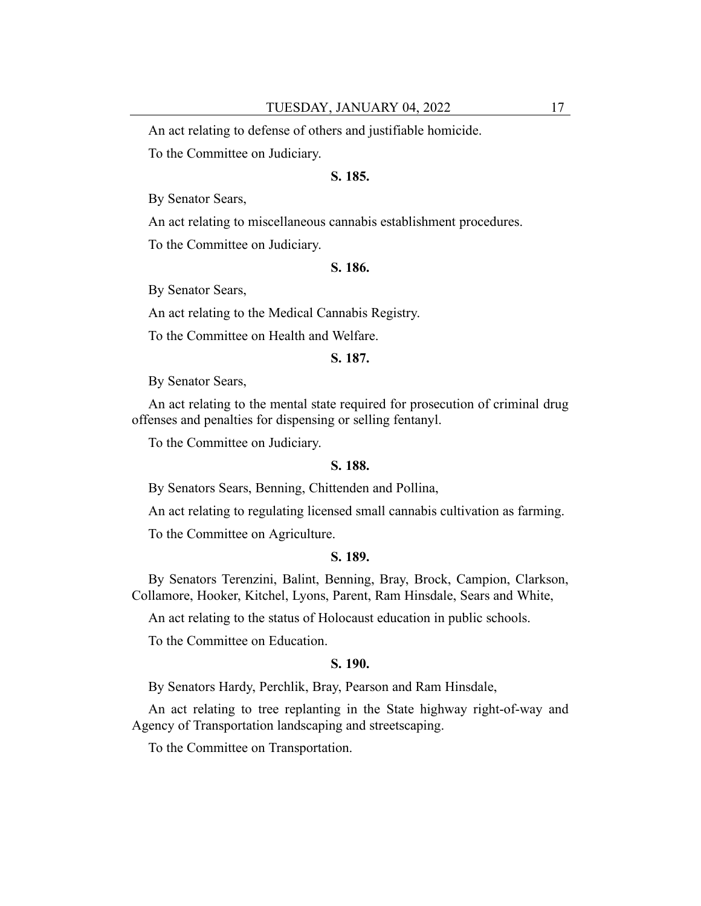An act relating to defense of others and justifiable homicide.

To the Committee on Judiciary.

**S. 185.**

By Senator Sears,

An act relating to miscellaneous cannabis establishment procedures.

To the Committee on Judiciary.

**S. 186.**

By Senator Sears,

An act relating to the Medical Cannabis Registry.

To the Committee on Health and Welfare.

**S. 187.**

By Senator Sears,

An act relating to the mental state required for prosecution of criminal drug offenses and penalties for dispensing or selling fentanyl.

To the Committee on Judiciary.

**S. 188.**

By Senators Sears, Benning, Chittenden and Pollina,

An act relating to regulating licensed small cannabis cultivation as farming.

To the Committee on Agriculture.

**S. 189.**

By Senators Terenzini, Balint, Benning, Bray, Brock, Campion, Clarkson, Collamore, Hooker, Kitchel, Lyons, Parent, Ram Hinsdale, Sears and White,

An act relating to the status of Holocaust education in public schools.

To the Committee on Education.

**S. 190.**

By Senators Hardy, Perchlik, Bray, Pearson and Ram Hinsdale,

An act relating to tree replanting in the State highway right-of-way and Agency of Transportation landscaping and streetscaping.

To the Committee on Transportation.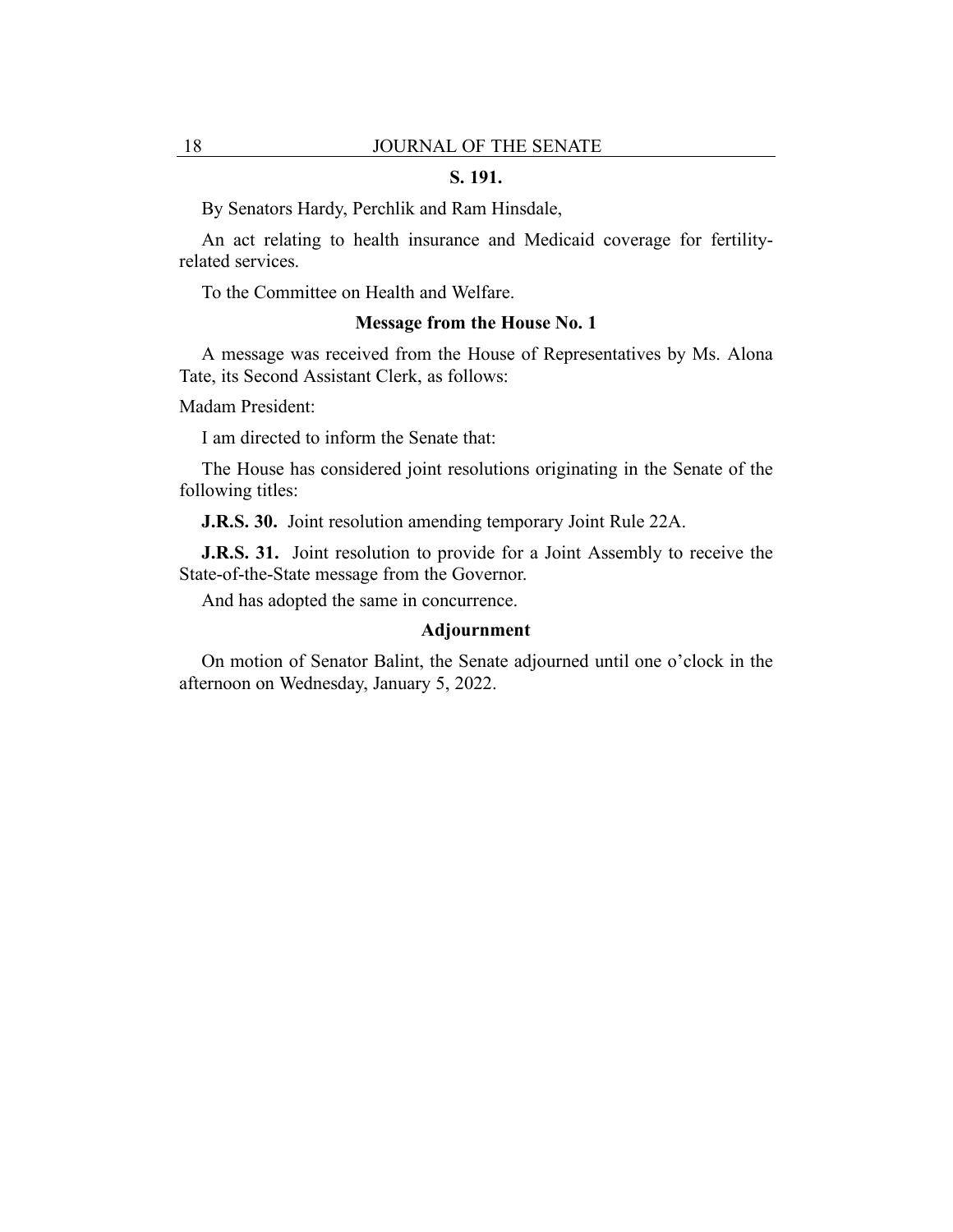**S. 191.**

By Senators Hardy, Perchlik and Ram Hinsdale,

An act relating to health insurance and Medicaid coverage for fertility-related services.

To the Committee on Health and Welfare.

**Message from the House No. 1**

A message was received from the House of Representatives by Ms. Alona Tate, its Second Assistant Clerk, as follows:

Madam President:

I am directed to inform the Senate that:

The House has considered joint resolutions originating in the Senate of the following titles:

**J.R.S. 30.** Joint resolution amending temporary Joint Rule 22A.

**J.R.S. 31.** Joint resolution to provide for a Joint Assembly to receive the State-of-the-State message from the Governor.

And has adopted the same in concurrence.

**Adjournment**

On motion of Senator Balint, the Senate adjourned until one o'clock in the afternoon on Wednesday, January 5, 2022.